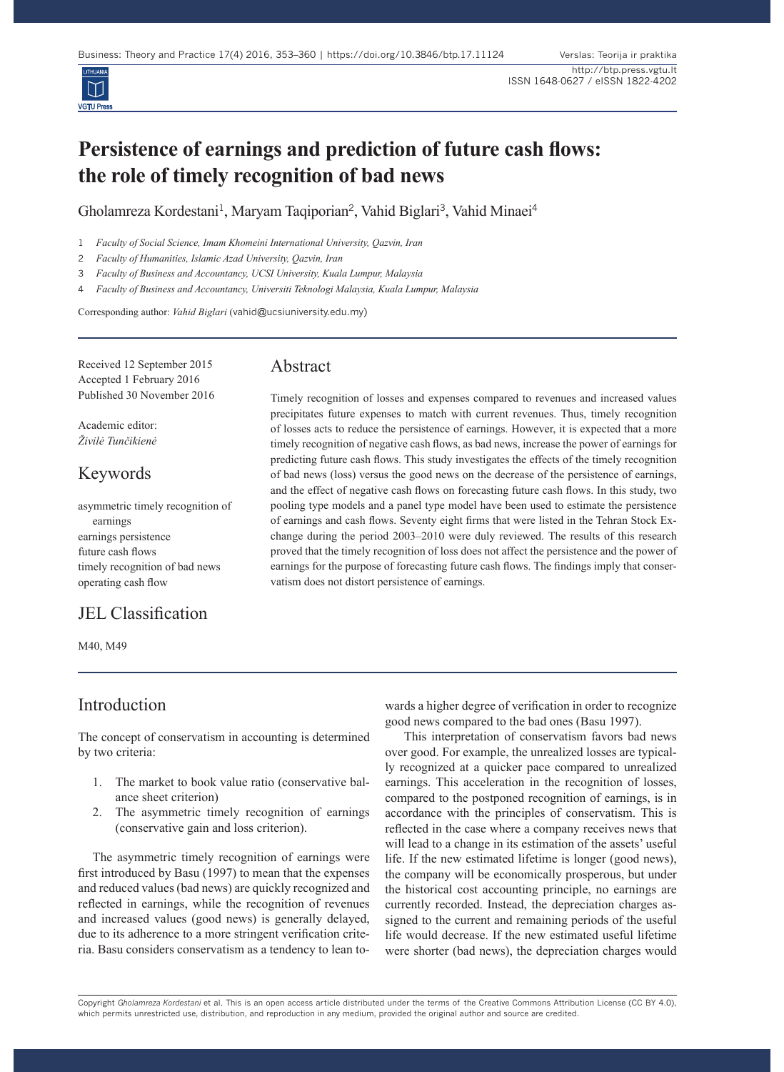# Persistence of earnings and prediction of future cash flows: the role of timely recognition of bad news

Gholamreza Kordestani[1], Maryam Taqiporian[2], Vahid Biglari[3], Vahid Minaei[4]

1 *Faculty of Social Science, Imam Khomeini International University, Qazvin, Iran*

2 *Faculty of Humanities, Islamic Azad University, Qazvin, Iran*

3 *Faculty of Business and Accountancy, UCSI University, Kuala Lumpur, Malaysia*

4 *Faculty of Business and Accountancy, Universiti Teknologi Malaysia, Kuala Lumpur, Malaysia*

Corresponding author: *Vahid Biglari* (vahid@ucsiuniversity.edu.my)

Received 12 September 2015
Accepted 1 February 2016
Published 30 November 2016

Academic editor:
*Živilė Tunčikienė*

## Keywords

asymmetric timely recognition of earnings
earnings persistence
future cash flows
timely recognition of bad news
operating cash flow

## JEL Classification

M40, M49

## Abstract

Timely recognition of losses and expenses compared to revenues and increased values precipitates future expenses to match with current revenues. Thus, timely recognition of losses acts to reduce the persistence of earnings. However, it is expected that a more timely recognition of negative cash flows, as bad news, increase the power of earnings for predicting future cash flows. This study investigates the effects of the timely recognition of bad news (loss) versus the good news on the decrease of the persistence of earnings, and the effect of negative cash flows on forecasting future cash flows. In this study, two pooling type models and a panel type model have been used to estimate the persistence of earnings and cash flows. Seventy eight firms that were listed in the Tehran Stock Exchange during the period 2003–2010 were duly reviewed. The results of this research proved that the timely recognition of loss does not affect the persistence and the power of earnings for the purpose of forecasting future cash flows. The findings imply that conservatism does not distort persistence of earnings.

## Introduction

The concept of conservatism in accounting is determined by two criteria:

1. The market to book value ratio (conservative balance sheet criterion)
2. The asymmetric timely recognition of earnings (conservative gain and loss criterion).

The asymmetric timely recognition of earnings were first introduced by Basu (1997) to mean that the expenses and reduced values (bad news) are quickly recognized and reflected in earnings, while the recognition of revenues and increased values (good news) is generally delayed, due to its adherence to a more stringent verification criteria. Basu considers conservatism as a tendency to lean towards a higher degree of verification in order to recognize good news compared to the bad ones (Basu 1997).

This interpretation of conservatism favors bad news over good. For example, the unrealized losses are typically recognized at a quicker pace compared to unrealized earnings. This acceleration in the recognition of losses, compared to the postponed recognition of earnings, is in accordance with the principles of conservatism. This is reflected in the case where a company receives news that will lead to a change in its estimation of the assets' useful life. If the new estimated lifetime is longer (good news), the company will be economically prosperous, but under the historical cost accounting principle, no earnings are currently recorded. Instead, the depreciation charges assigned to the current and remaining periods of the useful life would decrease. If the new estimated useful lifetime were shorter (bad news), the depreciation charges would

Copyright *Gholamreza Kordestani* et al. This is an open access article distributed under the terms of the Creative Commons Attribution License (CC BY 4.0), which permits unrestricted use, distribution, and reproduction in any medium, provided the original author and source are credited.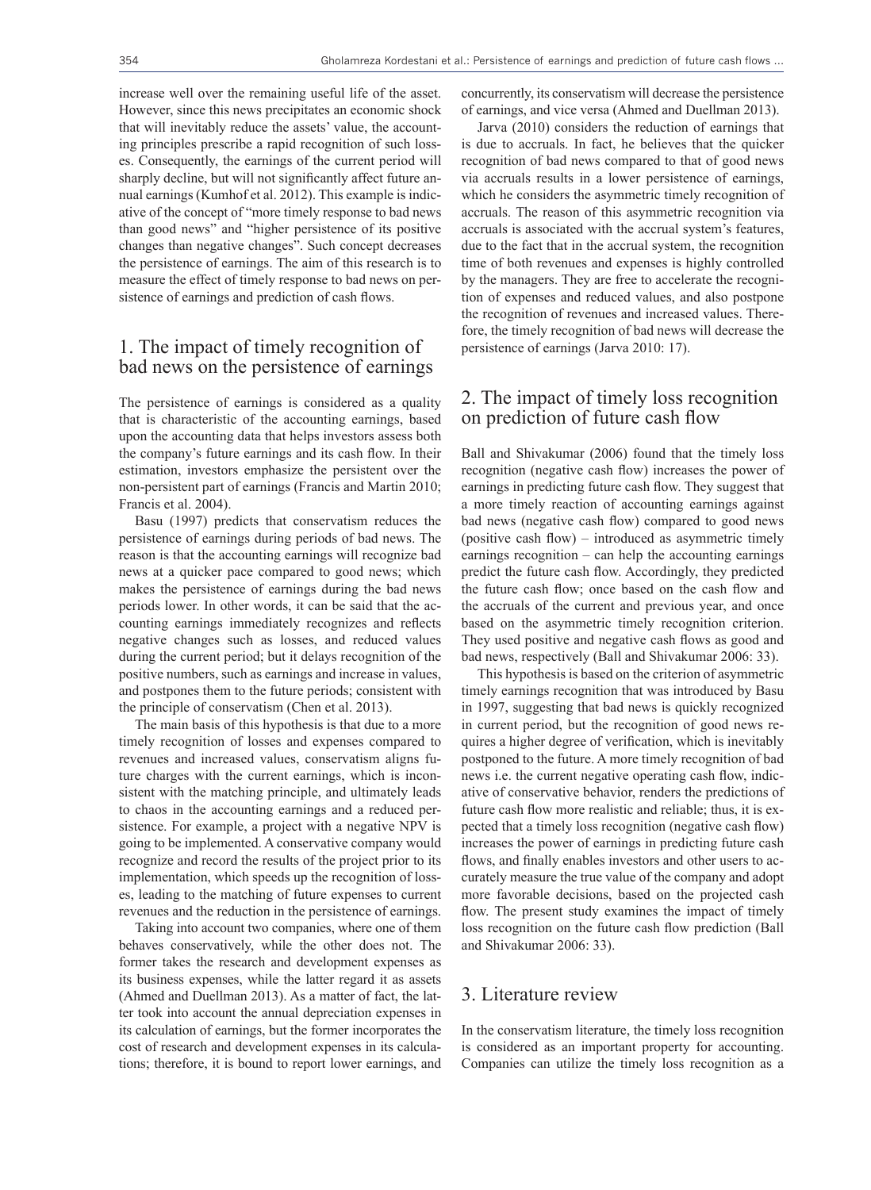increase well over the remaining useful life of the asset. However, since this news precipitates an economic shock that will inevitably reduce the assets' value, the accounting principles prescribe a rapid recognition of such losses. Consequently, the earnings of the current period will sharply decline, but will not significantly affect future annual earnings (Kumhof et al. 2012). This example is indicative of the concept of "more timely response to bad news than good news" and "higher persistence of its positive changes than negative changes". Such concept decreases the persistence of earnings. The aim of this research is to measure the effect of timely response to bad news on persistence of earnings and prediction of cash flows.

## 1. The impact of timely recognition of bad news on the persistence of earnings

The persistence of earnings is considered as a quality that is characteristic of the accounting earnings, based upon the accounting data that helps investors assess both the company's future earnings and its cash flow. In their estimation, investors emphasize the persistent over the non-persistent part of earnings (Francis and Martin 2010; Francis et al. 2004).

Basu (1997) predicts that conservatism reduces the persistence of earnings during periods of bad news. The reason is that the accounting earnings will recognize bad news at a quicker pace compared to good news; which makes the persistence of earnings during the bad news periods lower. In other words, it can be said that the accounting earnings immediately recognizes and reflects negative changes such as losses, and reduced values during the current period; but it delays recognition of the positive numbers, such as earnings and increase in values, and postpones them to the future periods; consistent with the principle of conservatism (Chen et al. 2013).

The main basis of this hypothesis is that due to a more timely recognition of losses and expenses compared to revenues and increased values, conservatism aligns future charges with the current earnings, which is inconsistent with the matching principle, and ultimately leads to chaos in the accounting earnings and a reduced persistence. For example, a project with a negative NPV is going to be implemented. A conservative company would recognize and record the results of the project prior to its implementation, which speeds up the recognition of losses, leading to the matching of future expenses to current revenues and the reduction in the persistence of earnings.

Taking into account two companies, where one of them behaves conservatively, while the other does not. The former takes the research and development expenses as its business expenses, while the latter regard it as assets (Ahmed and Duellman 2013). As a matter of fact, the latter took into account the annual depreciation expenses in its calculation of earnings, but the former incorporates the cost of research and development expenses in its calculations; therefore, it is bound to report lower earnings, and concurrently, its conservatism will decrease the persistence of earnings, and vice versa (Ahmed and Duellman 2013).

Jarva (2010) considers the reduction of earnings that is due to accruals. In fact, he believes that the quicker recognition of bad news compared to that of good news via accruals results in a lower persistence of earnings, which he considers the asymmetric timely recognition of accruals. The reason of this asymmetric recognition via accruals is associated with the accrual system's features, due to the fact that in the accrual system, the recognition time of both revenues and expenses is highly controlled by the managers. They are free to accelerate the recognition of expenses and reduced values, and also postpone the recognition of revenues and increased values. Therefore, the timely recognition of bad news will decrease the persistence of earnings (Jarva 2010: 17).

## 2. The impact of timely loss recognition on prediction of future cash flow

Ball and Shivakumar (2006) found that the timely loss recognition (negative cash flow) increases the power of earnings in predicting future cash flow. They suggest that a more timely reaction of accounting earnings against bad news (negative cash flow) compared to good news (positive cash flow) – introduced as asymmetric timely earnings recognition – can help the accounting earnings predict the future cash flow. Accordingly, they predicted the future cash flow; once based on the cash flow and the accruals of the current and previous year, and once based on the asymmetric timely recognition criterion. They used positive and negative cash flows as good and bad news, respectively (Ball and Shivakumar 2006: 33).

This hypothesis is based on the criterion of asymmetric timely earnings recognition that was introduced by Basu in 1997, suggesting that bad news is quickly recognized in current period, but the recognition of good news requires a higher degree of verification, which is inevitably postponed to the future. A more timely recognition of bad news i.e. the current negative operating cash flow, indicative of conservative behavior, renders the predictions of future cash flow more realistic and reliable; thus, it is expected that a timely loss recognition (negative cash flow) increases the power of earnings in predicting future cash flows, and finally enables investors and other users to accurately measure the true value of the company and adopt more favorable decisions, based on the projected cash flow. The present study examines the impact of timely loss recognition on the future cash flow prediction (Ball and Shivakumar 2006: 33).

## 3. Literature review

In the conservatism literature, the timely loss recognition is considered as an important property for accounting. Companies can utilize the timely loss recognition as a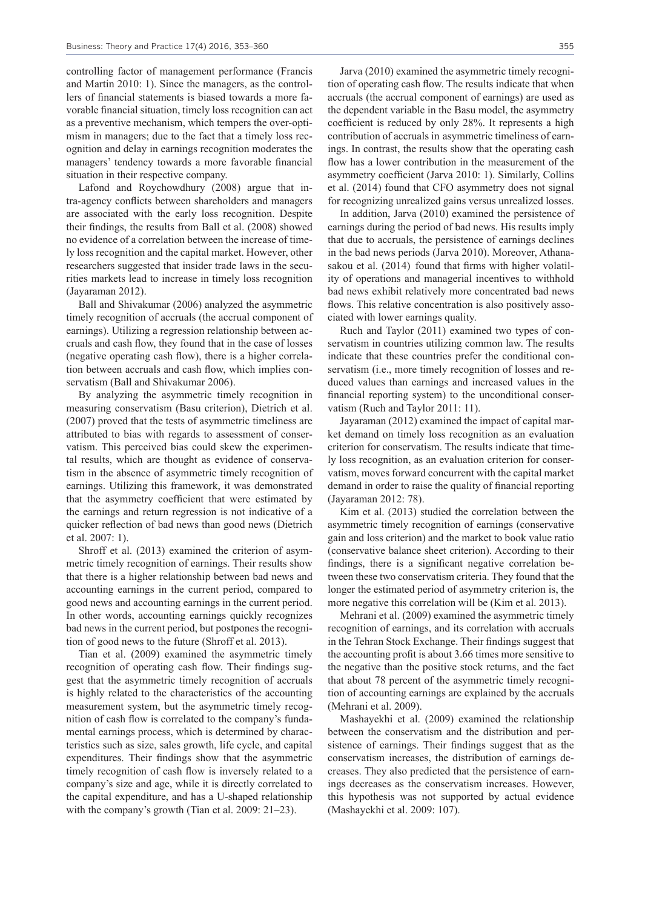controlling factor of management performance (Francis and Martin 2010: 1). Since the managers, as the controllers of financial statements is biased towards a more favorable financial situation, timely loss recognition can act as a preventive mechanism, which tempers the over-optimism in managers; due to the fact that a timely loss recognition and delay in earnings recognition moderates the managers' tendency towards a more favorable financial situation in their respective company.

Lafond and Roychowdhury (2008) argue that intra-agency conflicts between shareholders and managers are associated with the early loss recognition. Despite their findings, the results from Ball et al. (2008) showed no evidence of a correlation between the increase of timely loss recognition and the capital market. However, other researchers suggested that insider trade laws in the securities markets lead to increase in timely loss recognition (Jayaraman 2012).

Ball and Shivakumar (2006) analyzed the asymmetric timely recognition of accruals (the accrual component of earnings). Utilizing a regression relationship between accruals and cash flow, they found that in the case of losses (negative operating cash flow), there is a higher correlation between accruals and cash flow, which implies conservatism (Ball and Shivakumar 2006).

By analyzing the asymmetric timely recognition in measuring conservatism (Basu criterion), Dietrich et al. (2007) proved that the tests of asymmetric timeliness are attributed to bias with regards to assessment of conservatism. This perceived bias could skew the experimental results, which are thought as evidence of conservatism in the absence of asymmetric timely recognition of earnings. Utilizing this framework, it was demonstrated that the asymmetry coefficient that were estimated by the earnings and return regression is not indicative of a quicker reflection of bad news than good news (Dietrich et al. 2007: 1).

Shroff et al. (2013) examined the criterion of asymmetric timely recognition of earnings. Their results show that there is a higher relationship between bad news and accounting earnings in the current period, compared to good news and accounting earnings in the current period. In other words, accounting earnings quickly recognizes bad news in the current period, but postpones the recognition of good news to the future (Shroff et al. 2013).

Tian et al. (2009) examined the asymmetric timely recognition of operating cash flow. Their findings suggest that the asymmetric timely recognition of accruals is highly related to the characteristics of the accounting measurement system, but the asymmetric timely recognition of cash flow is correlated to the company's fundamental earnings process, which is determined by characteristics such as size, sales growth, life cycle, and capital expenditures. Their findings show that the asymmetric timely recognition of cash flow is inversely related to a company's size and age, while it is directly correlated to the capital expenditure, and has a U-shaped relationship with the company's growth (Tian et al. 2009: 21–23).

Jarva (2010) examined the asymmetric timely recognition of operating cash flow. The results indicate that when accruals (the accrual component of earnings) are used as the dependent variable in the Basu model, the asymmetry coefficient is reduced by only 28%. It represents a high contribution of accruals in asymmetric timeliness of earnings. In contrast, the results show that the operating cash flow has a lower contribution in the measurement of the asymmetry coefficient (Jarva 2010: 1). Similarly, Collins et al. (2014) found that CFO asymmetry does not signal for recognizing unrealized gains versus unrealized losses.

In addition, Jarva (2010) examined the persistence of earnings during the period of bad news. His results imply that due to accruals, the persistence of earnings declines in the bad news periods (Jarva 2010). Moreover, Athanasakou et al. (2014) found that firms with higher volatility of operations and managerial incentives to withhold bad news exhibit relatively more concentrated bad news flows. This relative concentration is also positively associated with lower earnings quality.

Ruch and Taylor (2011) examined two types of conservatism in countries utilizing common law. The results indicate that these countries prefer the conditional conservatism (i.e., more timely recognition of losses and reduced values than earnings and increased values in the financial reporting system) to the unconditional conservatism (Ruch and Taylor 2011: 11).

Jayaraman (2012) examined the impact of capital market demand on timely loss recognition as an evaluation criterion for conservatism. The results indicate that timely loss recognition, as an evaluation criterion for conservatism, moves forward concurrent with the capital market demand in order to raise the quality of financial reporting (Jayaraman 2012: 78).

Kim et al. (2013) studied the correlation between the asymmetric timely recognition of earnings (conservative gain and loss criterion) and the market to book value ratio (conservative balance sheet criterion). According to their findings, there is a significant negative correlation between these two conservatism criteria. They found that the longer the estimated period of asymmetry criterion is, the more negative this correlation will be (Kim et al. 2013).

Mehrani et al. (2009) examined the asymmetric timely recognition of earnings, and its correlation with accruals in the Tehran Stock Exchange. Their findings suggest that the accounting profit is about 3.66 times more sensitive to the negative than the positive stock returns, and the fact that about 78 percent of the asymmetric timely recognition of accounting earnings are explained by the accruals (Mehrani et al. 2009).

Mashayekhi et al. (2009) examined the relationship between the conservatism and the distribution and persistence of earnings. Their findings suggest that as the conservatism increases, the distribution of earnings decreases. They also predicted that the persistence of earnings decreases as the conservatism increases. However, this hypothesis was not supported by actual evidence (Mashayekhi et al. 2009: 107).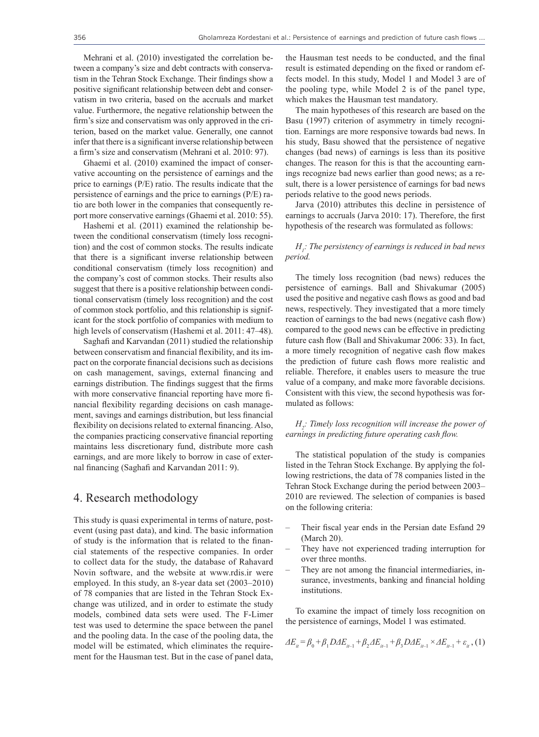Mehrani et al. (2010) investigated the correlation between a company's size and debt contracts with conservatism in the Tehran Stock Exchange. Their findings show a positive significant relationship between debt and conservatism in two criteria, based on the accruals and market value. Furthermore, the negative relationship between the firm's size and conservatism was only approved in the criterion, based on the market value. Generally, one cannot infer that there is a significant inverse relationship between a firm's size and conservatism (Mehrani et al. 2010: 97).

Ghaemi et al. (2010) examined the impact of conservative accounting on the persistence of earnings and the price to earnings (P/E) ratio. The results indicate that the persistence of earnings and the price to earnings (P/E) ratio are both lower in the companies that consequently report more conservative earnings (Ghaemi et al. 2010: 55).

Hashemi et al. (2011) examined the relationship between the conditional conservatism (timely loss recognition) and the cost of common stocks. The results indicate that there is a significant inverse relationship between conditional conservatism (timely loss recognition) and the company's cost of common stocks. Their results also suggest that there is a positive relationship between conditional conservatism (timely loss recognition) and the cost of common stock portfolio, and this relationship is significant for the stock portfolio of companies with medium to high levels of conservatism (Hashemi et al. 2011: 47–48).

Saghafi and Karvandan (2011) studied the relationship between conservatism and financial flexibility, and its impact on the corporate financial decisions such as decisions on cash management, savings, external financing and earnings distribution. The findings suggest that the firms with more conservative financial reporting have more financial flexibility regarding decisions on cash management, savings and earnings distribution, but less financial flexibility on decisions related to external financing. Also, the companies practicing conservative financial reporting maintains less discretionary fund, distribute more cash earnings, and are more likely to borrow in case of external financing (Saghafi and Karvandan 2011: 9).

## 4. Research methodology

This study is quasi experimental in terms of nature, post-event (using past data), and kind. The basic information of study is the information that is related to the financial statements of the respective companies. In order to collect data for the study, the database of Rahavard Novin software, and the website at www.rdis.ir were employed. In this study, an 8-year data set (2003–2010) of 78 companies that are listed in the Tehran Stock Exchange was utilized, and in order to estimate the study models, combined data sets were used. The F-Limer test was used to determine the space between the panel and the pooling data. In the case of the pooling data, the model will be estimated, which eliminates the requirement for the Hausman test. But in the case of panel data, the Hausman test needs to be conducted, and the final result is estimated depending on the fixed or random effects model. In this study, Model 1 and Model 3 are of the pooling type, while Model 2 is of the panel type, which makes the Hausman test mandatory.

The main hypotheses of this research are based on the Basu (1997) criterion of asymmetry in timely recognition. Earnings are more responsive towards bad news. In his study, Basu showed that the persistence of negative changes (bad news) of earnings is less than its positive changes. The reason for this is that the accounting earnings recognize bad news earlier than good news; as a result, there is a lower persistence of earnings for bad news periods relative to the good news periods.

Jarva (2010) attributes this decline in persistence of earnings to accruals (Jarva 2010: 17). Therefore, the first hypothesis of the research was formulated as follows:

*$H_1$: The persistency of earnings is reduced in bad news period.*

The timely loss recognition (bad news) reduces the persistence of earnings. Ball and Shivakumar (2005) used the positive and negative cash flows as good and bad news, respectively. They investigated that a more timely reaction of earnings to the bad news (negative cash flow) compared to the good news can be effective in predicting future cash flow (Ball and Shivakumar 2006: 33). In fact, a more timely recognition of negative cash flow makes the prediction of future cash flows more realistic and reliable. Therefore, it enables users to measure the true value of a company, and make more favorable decisions. Consistent with this view, the second hypothesis was formulated as follows:

*$H_2$: Timely loss recognition will increase the power of earnings in predicting future operating cash flow.*

The statistical population of the study is companies listed in the Tehran Stock Exchange. By applying the following restrictions, the data of 78 companies listed in the Tehran Stock Exchange during the period between 2003–2010 are reviewed. The selection of companies is based on the following criteria:

- Their fiscal year ends in the Persian date Esfand 29 (March 20).
- They have not experienced trading interruption for over three months.
- They are not among the financial intermediaries, insurance, investments, banking and financial holding institutions.

To examine the impact of timely loss recognition on the persistence of earnings, Model 1 was estimated.

$$\Delta E_{it} = \beta_0 + \beta_1 D\Delta E_{it-1} + \beta_2 \Delta E_{it-1} + \beta_3 D\Delta E_{it-1} \times \Delta E_{it-1} + \varepsilon_{it}, \quad (1)$$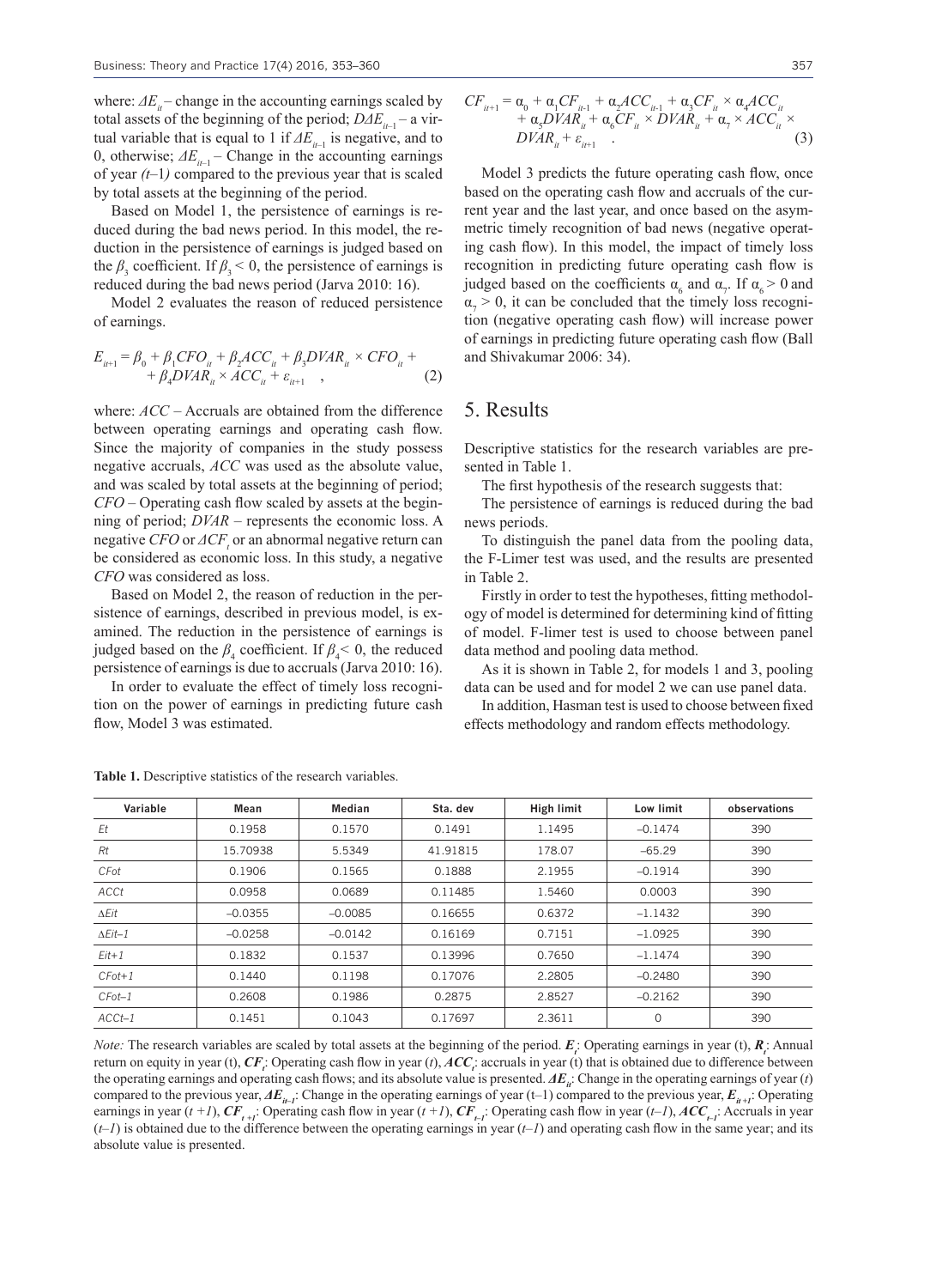where: $\Delta E_{it}$ – change in the accounting earnings scaled by total assets of the beginning of the period; $D\Delta E_{it-1}$ – a virtual variable that is equal to 1 if $\Delta E_{it-1}$ is negative, and to 0, otherwise; $\Delta E_{it-1}$ – Change in the accounting earnings of year *(t–*1*)* compared to the previous year that is scaled by total assets at the beginning of the period.

Based on Model 1, the persistence of earnings is reduced during the bad news period. In this model, the reduction in the persistence of earnings is judged based on the $\beta_3$ coefficient. If $\beta_3 < 0$, the persistence of earnings is reduced during the bad news period (Jarva 2010: 16).

Model 2 evaluates the reason of reduced persistence of earnings.

$$E_{it+1} = \beta_0 + \beta_1 CFO_{it} + \beta_2 ACC_{it} + \beta_3 DVAR_{it} \times CFO_{it} + \beta_4 DVAR_{it} \times ACC_{it} + \varepsilon_{it+1} \quad , \tag{2}$$

where: *ACC* – Accruals are obtained from the difference between operating earnings and operating cash flow. Since the majority of companies in the study possess negative accruals, *ACC* was used as the absolute value, and was scaled by total assets at the beginning of period; *CFO* – Operating cash flow scaled by assets at the beginning of period; *DVAR* – represents the economic loss. A negative *CFO* or $\Delta CF_t$ or an abnormal negative return can be considered as economic loss. In this study, a negative *CFO* was considered as loss.

Based on Model 2, the reason of reduction in the persistence of earnings, described in previous model, is examined. The reduction in the persistence of earnings is judged based on the $\beta_4$ coefficient. If $\beta_4 < 0$, the reduced persistence of earnings is due to accruals (Jarva 2010: 16).

In order to evaluate the effect of timely loss recognition on the power of earnings in predicting future cash flow, Model 3 was estimated.

$$CF_{it+1} = \alpha_0 + \alpha_1 CF_{it-1} + \alpha_2 ACC_{it-1} + \alpha_3 CF_{it} \times \alpha_4 ACC_{it} + \alpha_5 DVAR_{it} + \alpha_6 CF_{it} \times DVAR_{it} + \alpha_7 \times ACC_{it} \times DVAR_{it} + \varepsilon_{it+1} \quad . \tag{3}$$

Model 3 predicts the future operating cash flow, once based on the operating cash flow and accruals of the current year and the last year, and once based on the asymmetric timely recognition of bad news (negative operating cash flow). In this model, the impact of timely loss recognition in predicting future operating cash flow is judged based on the coefficients $\alpha_6$ and $\alpha_7$. If $\alpha_6 > 0$ and $\alpha_7 > 0$, it can be concluded that the timely loss recognition (negative operating cash flow) will increase power of earnings in predicting future operating cash flow (Ball and Shivakumar 2006: 34).

## 5. Results

Descriptive statistics for the research variables are presented in Table 1.

The first hypothesis of the research suggests that:

The persistence of earnings is reduced during the bad news periods.

To distinguish the panel data from the pooling data, the F-Limer test was used, and the results are presented in Table 2.

Firstly in order to test the hypotheses, fitting methodology of model is determined for determining kind of fitting of model. F-limer test is used to choose between panel data method and pooling data method.

As it is shown in Table 2, for models 1 and 3, pooling data can be used and for model 2 we can use panel data.

In addition, Hasman test is used to choose between fixed effects methodology and random effects methodology.

**Table 1.** Descriptive statistics of the research variables.

| Variable | Mean | Median | Sta. dev | High limit | Low limit | observations |
|---|---|---|---|---|---|---|
| *Et* | 0.1958 | 0.1570 | 0.1491 | 1.1495 | –0.1474 | 390 |
| *Rt* | 15.70938 | 5.5349 | 41.91815 | 178.07 | –65.29 | 390 |
| *CFot* | 0.1906 | 0.1565 | 0.1888 | 2.1955 | –0.1914 | 390 |
| *ACCt* | 0.0958 | 0.0689 | 0.11485 | 1.5460 | 0.0003 | 390 |
| *ΔEit* | –0.0355 | –0.0085 | 0.16655 | 0.6372 | –1.1432 | 390 |
| *ΔEit–1* | –0.0258 | –0.0142 | 0.16169 | 0.7151 | –1.0925 | 390 |
| *Eit+1* | 0.1832 | 0.1537 | 0.13996 | 0.7650 | –1.1474 | 390 |
| *CFot+1* | 0.1440 | 0.1198 | 0.17076 | 2.2805 | –0.2480 | 390 |
| *CFot–1* | 0.2608 | 0.1986 | 0.2875 | 2.8527 | –0.2162 | 390 |
| *ACCt–1* | 0.1451 | 0.1043 | 0.17697 | 2.3611 | 0 | 390 |

*Note:* The research variables are scaled by total assets at the beginning of the period. $\boldsymbol{E_t}$: Operating earnings in year (t), $\boldsymbol{R_t}$: Annual return on equity in year (t), $\boldsymbol{CF_t}$: Operating cash flow in year (*t*), $\boldsymbol{ACC_t}$: accruals in year (t) that is obtained due to difference between the operating earnings and operating cash flows; and its absolute value is presented. $\boldsymbol{\Delta E_{it}}$: Change in the operating earnings of year (*t*) compared to the previous year, $\boldsymbol{\Delta E_{it-1}}$: Change in the operating earnings of year (t–1) compared to the previous year, $\boldsymbol{E_{it+1}}$: Operating earnings in year (*t* +*1*), $\boldsymbol{CF_{t+1}}$: Operating cash flow in year (*t* +*1*), $\boldsymbol{CF_{t-1}}$: Operating cash flow in year (*t*–*1*), $\boldsymbol{ACC_{t-1}}$: Accruals in year (*t*–*1*) is obtained due to the difference between the operating earnings in year (*t*–*1*) and operating cash flow in the same year; and its absolute value is presented.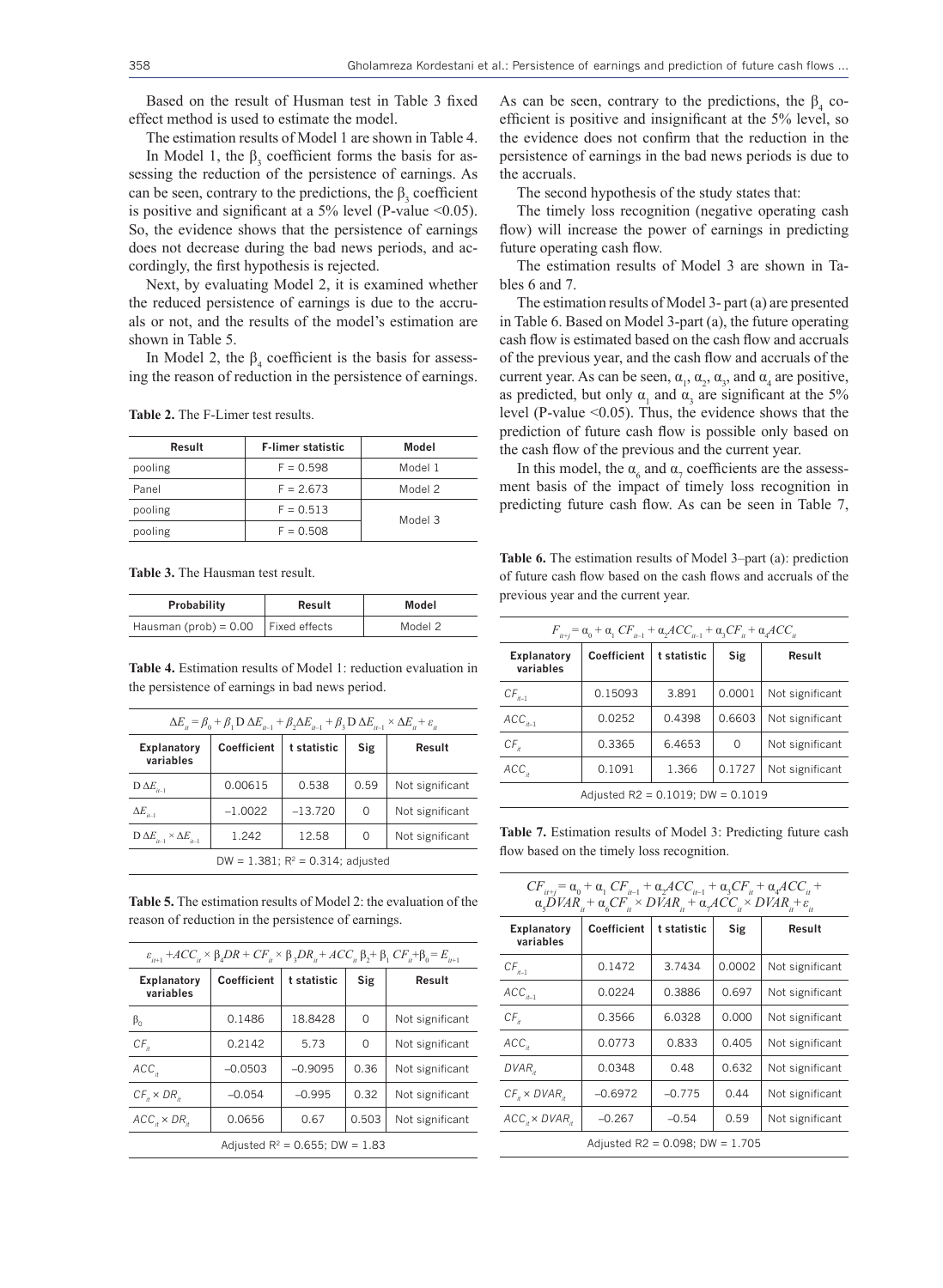Based on the result of Husman test in Table 3 fixed effect method is used to estimate the model.

The estimation results of Model 1 are shown in Table 4.

In Model 1, the $\beta_3$ coefficient forms the basis for assessing the reduction of the persistence of earnings. As can be seen, contrary to the predictions, the $\beta_3$ coefficient is positive and significant at a 5% level (P-value <0.05). So, the evidence shows that the persistence of earnings does not decrease during the bad news periods, and accordingly, the first hypothesis is rejected.

Next, by evaluating Model 2, it is examined whether the reduced persistence of earnings is due to the accruals or not, and the results of the model's estimation are shown in Table 5.

In Model 2, the $\beta_4$ coefficient is the basis for assessing the reason of reduction in the persistence of earnings.

**Table 2.** The F-Limer test results.

| Result | F-limer statistic | Model |
|---|---|---|
| pooling | F = 0.598 | Model 1 |
| Panel | F = 2.673 | Model 2 |
| pooling | F = 0.513 | Model 3 |
| pooling | F = 0.508 | |

**Table 3.** The Hausman test result.

| Probability | Result | Model |
|---|---|---|
| Hausman (prob) = 0.00 | Fixed effects | Model 2 |

**Table 4.** Estimation results of Model 1: reduction evaluation in the persistence of earnings in bad news period.

$$\Delta E_{it} = \beta_0 + \beta_1 \mathrm{D}\,\Delta E_{it-1} + \beta_2 \Delta E_{it-1} + \beta_3 \mathrm{D}\,\Delta E_{it-1} \times \Delta E_{it} + \varepsilon_{it}$$

| Explanatory variables | Coefficient | t statistic | Sig | Result |
|---|---|---|---|---|
| $\mathrm{D}\,\Delta E_{it-1}$ | 0.00615 | 0.538 | 0.59 | Not significant |
| $\Delta E_{it-1}$ | −1.0022 | −13.720 | 0 | Not significant |
| $\mathrm{D}\,\Delta E_{it-1} \times \Delta E_{it-1}$ | 1.242 | 12.58 | 0 | Not significant |
| DW = 1.381; $R^2$ = 0.314; adjusted | | | | |

**Table 5.** The estimation results of Model 2: the evaluation of the reason of reduction in the persistence of earnings.

$$\varepsilon_{it+1} + ACC_{it} \times \beta_4 DR + CF_{it} \times \beta_3 DR_{it} + ACC_{it}\,\beta_2 + \beta_1\,CF_{it} + \beta_0 = E_{it+1}$$

| Explanatory variables | Coefficient | t statistic | Sig | Result |
|---|---|---|---|---|
| $\beta_0$ | 0.1486 | 18.8428 | 0 | Not significant |
| $CF_{it}$ | 0.2142 | 5.73 | 0 | Not significant |
| $ACC_{it}$ | −0.0503 | −0.9095 | 0.36 | Not significant |
| $CF_{it} \times DR_{it}$ | −0.054 | −0.995 | 0.32 | Not significant |
| $ACC_{it} \times DR_{it}$ | 0.0656 | 0.67 | 0.503 | Not significant |
| Adjusted $R^2$ = 0.655; DW = 1.83 | | | | |

As can be seen, contrary to the predictions, the $\beta_4$ coefficient is positive and insignificant at the 5% level, so the evidence does not confirm that the reduction in the persistence of earnings in the bad news periods is due to the accruals.

The second hypothesis of the study states that:

The timely loss recognition (negative operating cash flow) will increase the power of earnings in predicting future operating cash flow.

The estimation results of Model 3 are shown in Tables 6 and 7.

The estimation results of Model 3- part (a) are presented in Table 6. Based on Model 3-part (a), the future operating cash flow is estimated based on the cash flow and accruals of the previous year, and the cash flow and accruals of the current year. As can be seen, $\alpha_1$, $\alpha_2$, $\alpha_3$, and $\alpha_4$ are positive, as predicted, but only $\alpha_1$ and $\alpha_3$ are significant at the 5% level (P-value <0.05). Thus, the evidence shows that the prediction of future cash flow is possible only based on the cash flow of the previous and the current year.

In this model, the $\alpha_6$ and $\alpha_7$ coefficients are the assessment basis of the impact of timely loss recognition in predicting future cash flow. As can be seen in Table 7,

**Table 6.** The estimation results of Model 3–part (a): prediction of future cash flow based on the cash flows and accruals of the previous year and the current year.

$$F_{it+j} = \alpha_0 + \alpha_1\,CF_{it-1} + \alpha_2 ACC_{it-1} + \alpha_3 CF_{it} + \alpha_4 ACC_{it}$$

| Explanatory variables | Coefficient | t statistic | Sig | Result |
|---|---|---|---|---|
| $CF_{it-1}$ | 0.15093 | 3.891 | 0.0001 | Not significant |
| $ACC_{it-1}$ | 0.0252 | 0.4398 | 0.6603 | Not significant |
| $CF_{it}$ | 0.3365 | 6.4653 | 0 | Not significant |
| $ACC_{it}$ | 0.1091 | 1.366 | 0.1727 | Not significant |
| Adjusted R2 = 0.1019; DW = 0.1019 | | | | |

**Table 7.** Estimation results of Model 3: Predicting future cash flow based on the timely loss recognition.

$$CF_{it+j} = \alpha_0 + \alpha_1\,CF_{it-1} + \alpha_2 ACC_{it-1} + \alpha_3 CF_{it} + \alpha_4 ACC_{it} + \alpha_5 DVAR_{it} + \alpha_6 CF_{it} \times DVAR_{it} + \alpha_7 ACC_{it} \times DVAR_{it} + \varepsilon_{it}$$

| Explanatory variables | Coefficient | t statistic | Sig | Result |
|---|---|---|---|---|
| $CF_{it-1}$ | 0.1472 | 3.7434 | 0.0002 | Not significant |
| $ACC_{it-1}$ | 0.0224 | 0.3886 | 0.697 | Not significant |
| $CF_{it}$ | 0.3566 | 6.0328 | 0.000 | Not significant |
| $ACC_{it}$ | 0.0773 | 0.833 | 0.405 | Not significant |
| $DVAR_{it}$ | 0.0348 | 0.48 | 0.632 | Not significant |
| $CF_{it} \times DVAR_{it}$ | −0.6972 | −0.775 | 0.44 | Not significant |
| $ACC_{it} \times DVAR_{it}$ | −0.267 | −0.54 | 0.59 | Not significant |
| Adjusted R2 = 0.098; DW = 1.705 | | | | |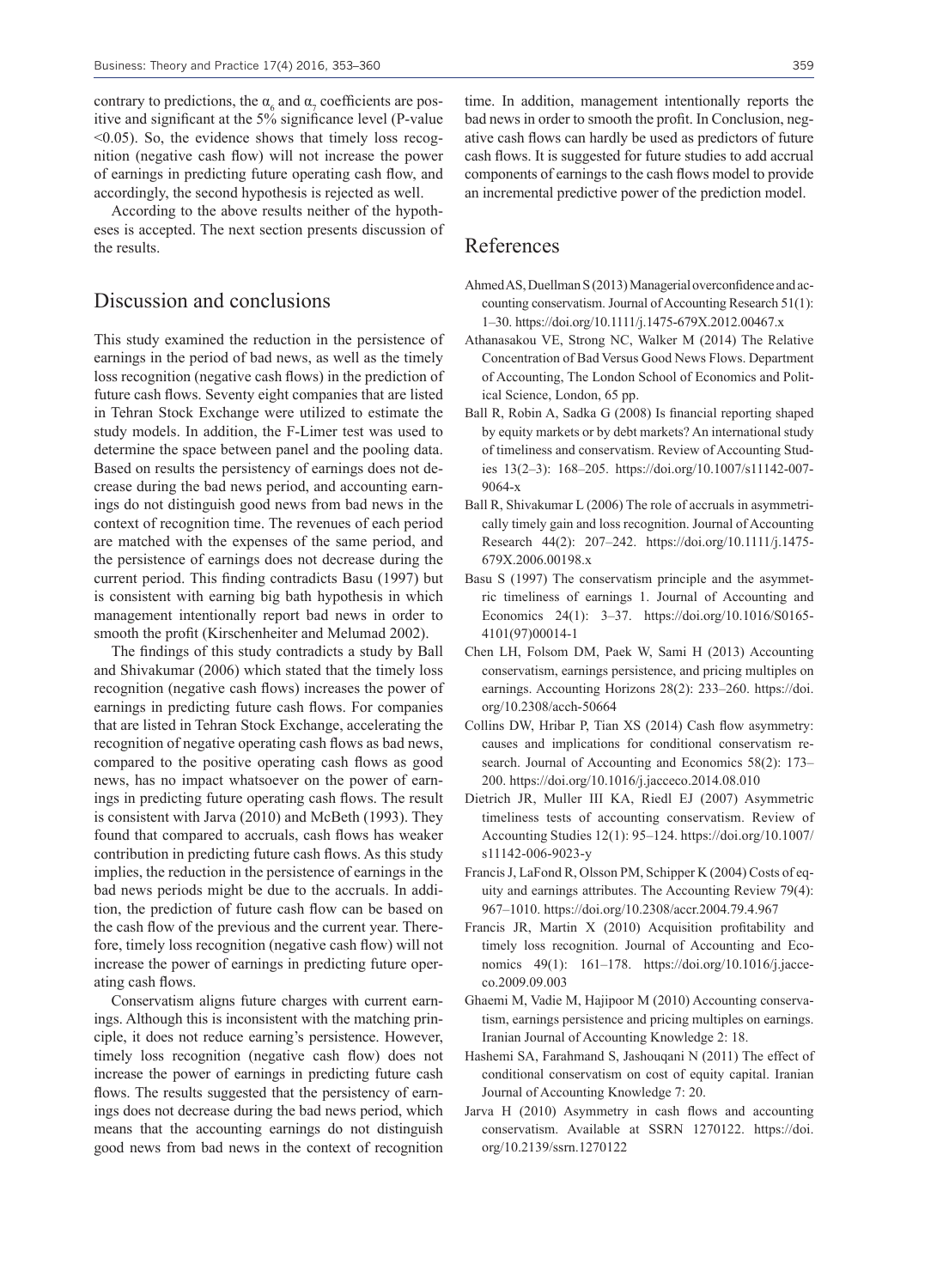contrary to predictions, the $\alpha_6$ and $\alpha_7$ coefficients are positive and significant at the 5% significance level (P-value <0.05). So, the evidence shows that timely loss recognition (negative cash flow) will not increase the power of earnings in predicting future operating cash flow, and accordingly, the second hypothesis is rejected as well.

According to the above results neither of the hypotheses is accepted. The next section presents discussion of the results.

## Discussion and conclusions

This study examined the reduction in the persistence of earnings in the period of bad news, as well as the timely loss recognition (negative cash flows) in the prediction of future cash flows. Seventy eight companies that are listed in Tehran Stock Exchange were utilized to estimate the study models. In addition, the F-Limer test was used to determine the space between panel and the pooling data. Based on results the persistency of earnings does not decrease during the bad news period, and accounting earnings do not distinguish good news from bad news in the context of recognition time. The revenues of each period are matched with the expenses of the same period, and the persistence of earnings does not decrease during the current period. This finding contradicts Basu (1997) but is consistent with earning big bath hypothesis in which management intentionally report bad news in order to smooth the profit (Kirschenheiter and Melumad 2002).

The findings of this study contradicts a study by Ball and Shivakumar (2006) which stated that the timely loss recognition (negative cash flows) increases the power of earnings in predicting future cash flows. For companies that are listed in Tehran Stock Exchange, accelerating the recognition of negative operating cash flows as bad news, compared to the positive operating cash flows as good news, has no impact whatsoever on the power of earnings in predicting future operating cash flows. The result is consistent with Jarva (2010) and McBeth (1993). They found that compared to accruals, cash flows has weaker contribution in predicting future cash flows. As this study implies, the reduction in the persistence of earnings in the bad news periods might be due to the accruals. In addition, the prediction of future cash flow can be based on the cash flow of the previous and the current year. Therefore, timely loss recognition (negative cash flow) will not increase the power of earnings in predicting future operating cash flows.

Conservatism aligns future charges with current earnings. Although this is inconsistent with the matching principle, it does not reduce earning's persistence. However, timely loss recognition (negative cash flow) does not increase the power of earnings in predicting future cash flows. The results suggested that the persistency of earnings does not decrease during the bad news period, which means that the accounting earnings do not distinguish good news from bad news in the context of recognition time. In addition, management intentionally reports the bad news in order to smooth the profit. In Conclusion, negative cash flows can hardly be used as predictors of future cash flows. It is suggested for future studies to add accrual components of earnings to the cash flows model to provide an incremental predictive power of the prediction model.

## References

Ahmed AS, Duellman S (2013) Managerial overconfidence and accounting conservatism. Journal of Accounting Research 51(1): 1–30. https://doi.org/10.1111/j.1475-679X.2012.00467.x

Athanasakou VE, Strong NC, Walker M (2014) The Relative Concentration of Bad Versus Good News Flows. Department of Accounting, The London School of Economics and Political Science, London, 65 pp.

Ball R, Robin A, Sadka G (2008) Is financial reporting shaped by equity markets or by debt markets? An international study of timeliness and conservatism. Review of Accounting Studies 13(2–3): 168–205. https://doi.org/10.1007/s11142-007-9064-x

Ball R, Shivakumar L (2006) The role of accruals in asymmetrically timely gain and loss recognition. Journal of Accounting Research 44(2): 207–242. https://doi.org/10.1111/j.1475-679X.2006.00198.x

Basu S (1997) The conservatism principle and the asymmetric timeliness of earnings 1. Journal of Accounting and Economics 24(1): 3–37. https://doi.org/10.1016/S0165-4101(97)00014-1

Chen LH, Folsom DM, Paek W, Sami H (2013) Accounting conservatism, earnings persistence, and pricing multiples on earnings. Accounting Horizons 28(2): 233–260. https://doi.org/10.2308/acch-50664

Collins DW, Hribar P, Tian XS (2014) Cash flow asymmetry: causes and implications for conditional conservatism research. Journal of Accounting and Economics 58(2): 173–200. https://doi.org/10.1016/j.jacceco.2014.08.010

Dietrich JR, Muller III KA, Riedl EJ (2007) Asymmetric timeliness tests of accounting conservatism. Review of Accounting Studies 12(1): 95–124. https://doi.org/10.1007/s11142-006-9023-y

Francis J, LaFond R, Olsson PM, Schipper K (2004) Costs of equity and earnings attributes. The Accounting Review 79(4): 967–1010. https://doi.org/10.2308/accr.2004.79.4.967

Francis JR, Martin X (2010) Acquisition profitability and timely loss recognition. Journal of Accounting and Economics 49(1): 161–178. https://doi.org/10.1016/j.jacceco.2009.09.003

Ghaemi M, Vadie M, Hajipoor M (2010) Accounting conservatism, earnings persistence and pricing multiples on earnings. Iranian Journal of Accounting Knowledge 2: 18.

Hashemi SA, Farahmand S, Jashouqani N (2011) The effect of conditional conservatism on cost of equity capital. Iranian Journal of Accounting Knowledge 7: 20.

Jarva H (2010) Asymmetry in cash flows and accounting conservatism. Available at SSRN 1270122. https://doi.org/10.2139/ssrn.1270122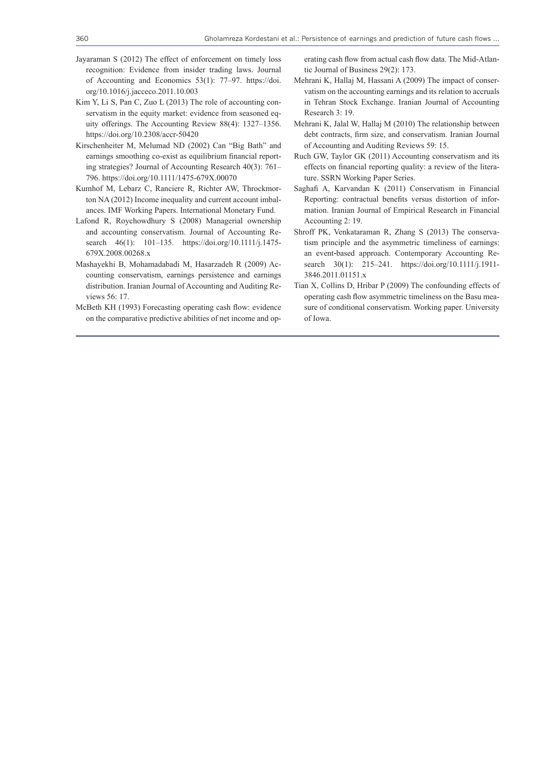Jayaraman S (2012) The effect of enforcement on timely loss recognition: Evidence from insider trading laws. Journal of Accounting and Economics 53(1): 77–97. https://doi.org/10.1016/j.jacceco.2011.10.003

Kim Y, Li S, Pan C, Zuo L (2013) The role of accounting conservatism in the equity market: evidence from seasoned equity offerings. The Accounting Review 88(4): 1327–1356. https://doi.org/10.2308/accr-50420

Kirschenheiter M, Melumad ND (2002) Can "Big Bath" and earnings smoothing co-exist as equilibrium financial reporting strategies? Journal of Accounting Research 40(3): 761–796. https://doi.org/10.1111/1475-679X.00070

Kumhof M, Lebarz C, Ranciere R, Richter AW, Throckmorton NA (2012) Income inequality and current account imbalances. IMF Working Papers. International Monetary Fund.

Lafond R, Roychowdhury S (2008) Managerial ownership and accounting conservatism. Journal of Accounting Research 46(1): 101–135. https://doi.org/10.1111/j.1475-679X.2008.00268.x

Mashayekhi B, Mohamadabadi M, Hasarzadeh R (2009) Accounting conservatism, earnings persistence and earnings distribution. Iranian Journal of Accounting and Auditing Reviews 56: 17.

McBeth KH (1993) Forecasting operating cash flow: evidence on the comparative predictive abilities of net income and operating cash flow from actual cash flow data. The Mid-Atlantic Journal of Business 29(2): 173.

Mehrani K, Hallaj M, Hassani A (2009) The impact of conservatism on the accounting earnings and its relation to accruals in Tehran Stock Exchange. Iranian Journal of Accounting Research 3: 19.

Mehrani K, Jalal W, Hallaj M (2010) The relationship between debt contracts, firm size, and conservatism. Iranian Journal of Accounting and Auditing Reviews 59: 15.

Ruch GW, Taylor GK (2011) Accounting conservatism and its effects on financial reporting quality: a review of the literature. SSRN Working Paper Series.

Saghafi A, Karvandan K (2011) Conservatism in Financial Reporting: contractual benefits versus distortion of information. Iranian Journal of Empirical Research in Financial Accounting 2: 19.

Shroff PK, Venkataraman R, Zhang S (2013) The conservatism principle and the asymmetric timeliness of earnings: an event-based approach. Contemporary Accounting Research 30(1): 215–241. https://doi.org/10.1111/j.1911-3846.2011.01151.x

Tian X, Collins D, Hribar P (2009) The confounding effects of operating cash flow asymmetric timeliness on the Basu measure of conditional conservatism. Working paper. University of Iowa.